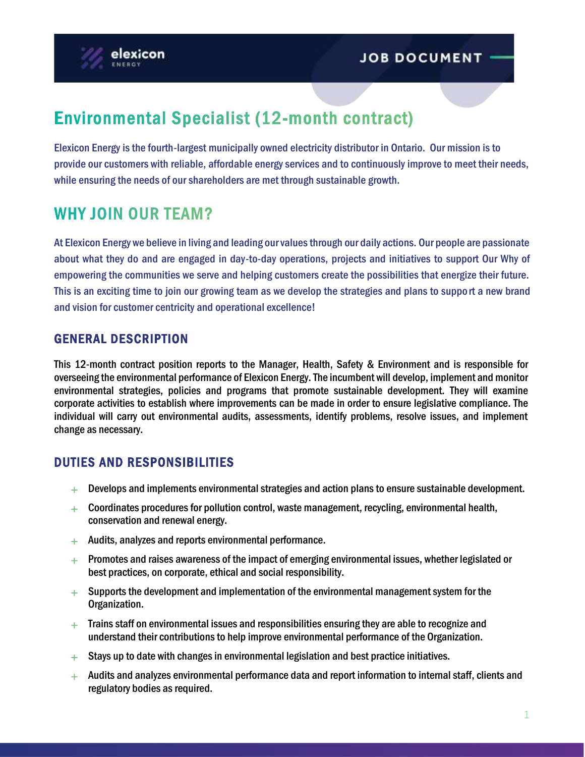elexicon ENERGY

JOB DOCUMENT

# Environmental Specialist (12-month contract)

Elexicon Energy is the fourth-largest municipally owned electricity distributor in Ontario. Our mission is to provide our customers with reliable, affordable energy services and to continuously improve to meet their needs, while ensuring the needs of our shareholders are met through sustainable growth.

## WHY JOIN OUR TEAM?

At Elexicon Energy we believe in living and leading our values through our daily actions. Our people are passionate about what they do and are engaged in day-to-day operations, projects and initiatives to support Our Why of empowering the communities we serve and helping customers create the possibilities that energize their future. This is an exciting time to join our growing team as we develop the strategies and plans to support a new brand and vision for customer centricity and operational excellence!

### GENERAL DESCRIPTION

This 12-month contract position reports to the Manager, Health, Safety & Environment and is responsible for overseeing the environmental performance of Elexicon Energy. The incumbent will develop, implement and monitor environmental strategies, policies and programs that promote sustainable development. They will examine corporate activities to establish where improvements can be made in order to ensure legislative compliance. The individual will carry out environmental audits, assessments, identify problems, resolve issues, and implement change as necessary.

### DUTIES AND RESPONSIBILITIES

- Develops and implements environmental strategies and action plans to ensure sustainable development.
- Coordinates procedures for pollution control, waste management, recycling, environmental health, conservation and renewal energy.
- Audits, analyzes and reports environmental performance.
- Promotes and raises awareness of the impact of emerging environmental issues, whether legislated or best practices, on corporate, ethical and social responsibility.
- Supports the development and implementation of the environmental management system for the Organization.
- Trains staff on environmental issues and responsibilities ensuring they are able to recognize and understand their contributions to help improve environmental performance of the Organization.
- Stays up to date with changes in environmental legislation and best practice initiatives.
- Audits and analyzes environmental performance data and report information to internal staff, clients and regulatory bodies as required.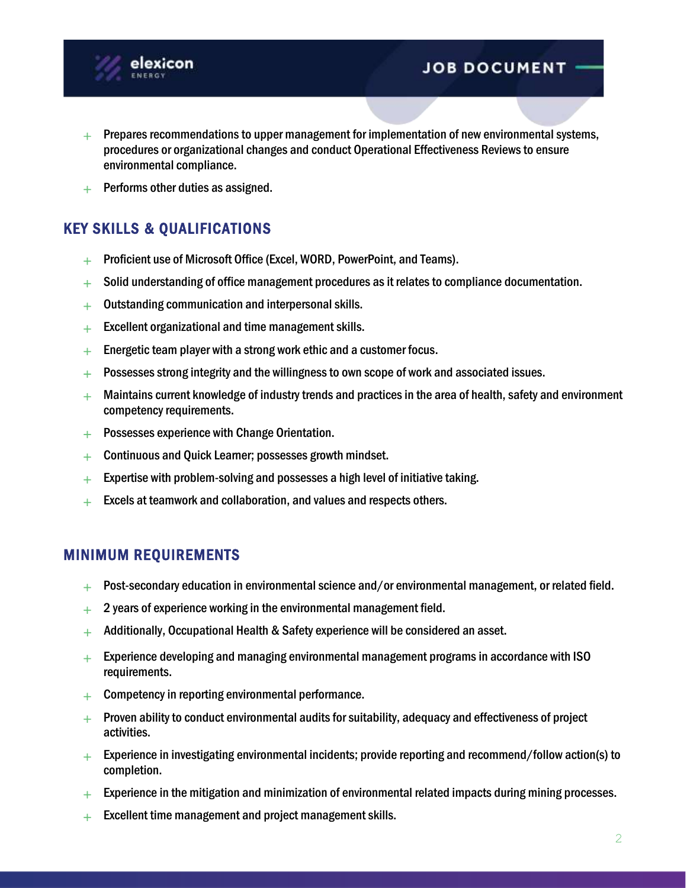- Prepares recommendations to upper management for implementation of new environmental systems, procedures or organizational changes and conduct Operational Effectiveness Reviews to ensure environmental compliance.
- Performs other duties as assigned.

## KEY SKILLS & QUALIFICATIONS

- Proficient use of Microsoft Office (Excel, WORD, PowerPoint, and Teams).
- Solid understanding of office management procedures as it relates to compliance documentation.
- Outstanding communication and interpersonal skills.
- Excellent organizational and time management skills.
- Energetic team player with a strong work ethic and a customer focus.
- Possesses strong integrity and the willingness to own scope of work and associated issues.
- Maintains current knowledge of industry trends and practices in the area of health, safety and environment competency requirements.
- Possesses experience with Change Orientation.
- Continuous and Quick Learner; possesses growth mindset.
- Expertise with problem-solving and possesses a high level of initiative taking.
- Excels at teamwork and collaboration, and values and respects others.

## MINIMUM REQUIREMENTS

- Post-secondary education in environmental science and/or environmental management, or related field.
- 2 years of experience working in the environmental management field.
- Additionally, Occupational Health & Safety experience will be considered an asset.
- Experience developing and managing environmental management programs in accordance with ISO requirements.
- Competency in reporting environmental performance.
- Proven ability to conduct environmental audits for suitability, adequacy and effectiveness of project activities.
- Experience in investigating environmental incidents; provide reporting and recommend/follow action(s) to completion.
- Experience in the mitigation and minimization of environmental related impacts during mining processes.
- Excellent time management and project management skills.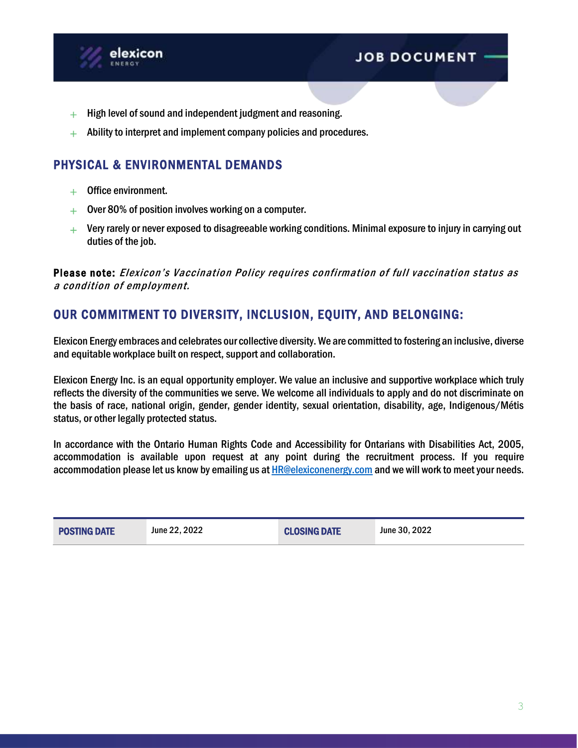- High level of sound and independent judgment and reasoning.
- Ability to interpret and implement company policies and procedures.

## PHYSICAL & ENVIRONMENTAL DEMANDS

- Office environment.
- Over 80% of position involves working on a computer.
- Very rarely or never exposed to disagreeable working conditions. Minimal exposure to injury in carrying out duties of the job.

**Please note:** *Elexicon's Vaccination Policy requires confirmation of full vaccination status as a condition of employment.*

## OUR COMMITMENT TO DIVERSITY, INCLUSION, EQUITY, AND BELONGING:

Elexicon Energy embraces and celebrates our collective diversity. We are committed to fostering an inclusive, diverse and equitable workplace built on respect, support and collaboration.

Elexicon Energy Inc. is an equal opportunity employer. We value an inclusive and supportive workplace which truly reflects the diversity of the communities we serve. We welcome all individuals to apply and do not discriminate on the basis of race, national origin, gender, gender identity, sexual orientation, disability, age, Indigenous/Métis status, or other legally protected status.

In accordance with the Ontario Human Rights Code and Accessibility for Ontarians with Disabilities Act, 2005, accommodation is available upon request at any point during the recruitment process. If you require accommodation please let us know by emailing us at HR@elexiconenergy.com and we will work to meet your needs.

| | | | |
|---|---|---|---|
| **POSTING DATE** | June 22, 2022 | **CLOSING DATE** | June 30, 2022 |